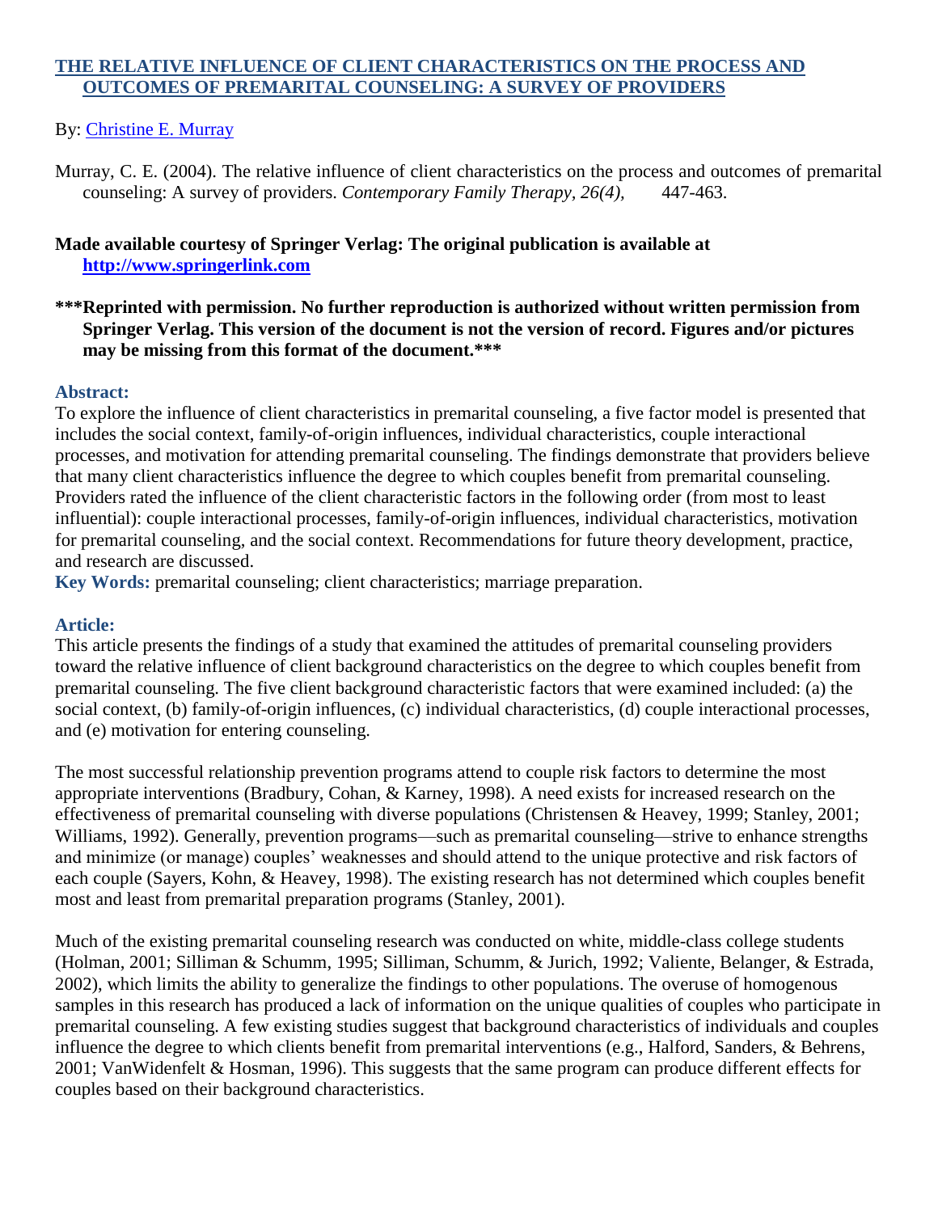# THE RELATIVE INFLUENCE OF CLIENT CHARACTERISTICS ON THE PROCESS AND OUTCOMES OF PREMARITAL COUNSELING: A SURVEY OF PROVIDERS

By: Christine E. Murray

Murray, C. E. (2004). The relative influence of client characteristics on the process and outcomes of premarital counseling: A survey of providers. *Contemporary Family Therapy, 26(4),* 447-463.

**Made available courtesy of Springer Verlag: The original publication is available at http://www.springerlink.com**

**\*\*\*Reprinted with permission. No further reproduction is authorized without written permission from Springer Verlag. This version of the document is not the version of record. Figures and/or pictures may be missing from this format of the document.\*\*\***

## Abstract:

To explore the influence of client characteristics in premarital counseling, a five factor model is presented that includes the social context, family-of-origin influences, individual characteristics, couple interactional processes, and motivation for attending premarital counseling. The findings demonstrate that providers believe that many client characteristics influence the degree to which couples benefit from premarital counseling. Providers rated the influence of the client characteristic factors in the following order (from most to least influential): couple interactional processes, family-of-origin influences, individual characteristics, motivation for premarital counseling, and the social context. Recommendations for future theory development, practice, and research are discussed.

**Key Words:** premarital counseling; client characteristics; marriage preparation.

## Article:

This article presents the findings of a study that examined the attitudes of premarital counseling providers toward the relative influence of client background characteristics on the degree to which couples benefit from premarital counseling. The five client background characteristic factors that were examined included: (a) the social context, (b) family-of-origin influences, (c) individual characteristics, (d) couple interactional processes, and (e) motivation for entering counseling.

The most successful relationship prevention programs attend to couple risk factors to determine the most appropriate interventions (Bradbury, Cohan, & Karney, 1998). A need exists for increased research on the effectiveness of premarital counseling with diverse populations (Christensen & Heavey, 1999; Stanley, 2001; Williams, 1992). Generally, prevention programs—such as premarital counseling—strive to enhance strengths and minimize (or manage) couples' weaknesses and should attend to the unique protective and risk factors of each couple (Sayers, Kohn, & Heavey, 1998). The existing research has not determined which couples benefit most and least from premarital preparation programs (Stanley, 2001).

Much of the existing premarital counseling research was conducted on white, middle-class college students (Holman, 2001; Silliman & Schumm, 1995; Silliman, Schumm, & Jurich, 1992; Valiente, Belanger, & Estrada, 2002), which limits the ability to generalize the findings to other populations. The overuse of homogenous samples in this research has produced a lack of information on the unique qualities of couples who participate in premarital counseling. A few existing studies suggest that background characteristics of individuals and couples influence the degree to which clients benefit from premarital interventions (e.g., Halford, Sanders, & Behrens, 2001; VanWidenfelt & Hosman, 1996). This suggests that the same program can produce different effects for couples based on their background characteristics.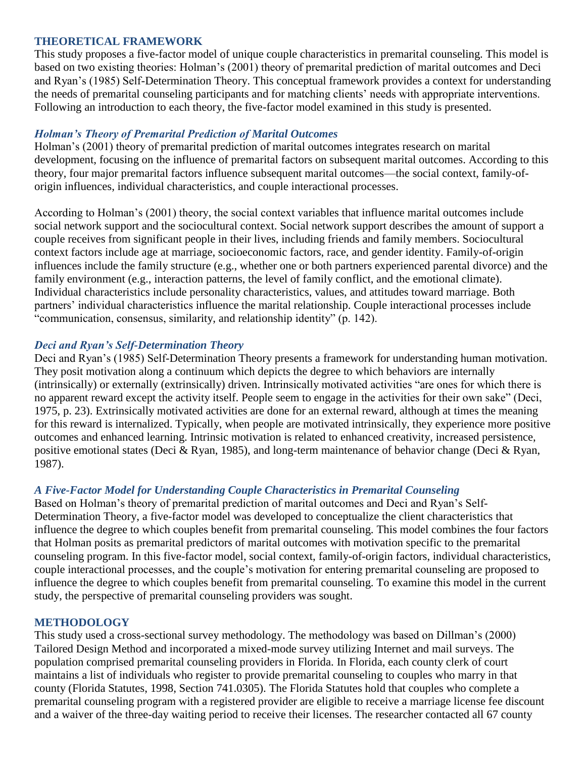## THEORETICAL FRAMEWORK

This study proposes a five-factor model of unique couple characteristics in premarital counseling. This model is based on two existing theories: Holman's (2001) theory of premarital prediction of marital outcomes and Deci and Ryan's (1985) Self-Determination Theory. This conceptual framework provides a context for understanding the needs of premarital counseling participants and for matching clients' needs with appropriate interventions. Following an introduction to each theory, the five-factor model examined in this study is presented.

### *Holman's Theory of Premarital Prediction of Marital Outcomes*

Holman's (2001) theory of premarital prediction of marital outcomes integrates research on marital development, focusing on the influence of premarital factors on subsequent marital outcomes. According to this theory, four major premarital factors influence subsequent marital outcomes—the social context, family-of-origin influences, individual characteristics, and couple interactional processes.

According to Holman's (2001) theory, the social context variables that influence marital outcomes include social network support and the sociocultural context. Social network support describes the amount of support a couple receives from significant people in their lives, including friends and family members. Sociocultural context factors include age at marriage, socioeconomic factors, race, and gender identity. Family-of-origin influences include the family structure (e.g., whether one or both partners experienced parental divorce) and the family environment (e.g., interaction patterns, the level of family conflict, and the emotional climate). Individual characteristics include personality characteristics, values, and attitudes toward marriage. Both partners' individual characteristics influence the marital relationship. Couple interactional processes include "communication, consensus, similarity, and relationship identity" (p. 142).

### *Deci and Ryan's Self-Determination Theory*

Deci and Ryan's (1985) Self-Determination Theory presents a framework for understanding human motivation. They posit motivation along a continuum which depicts the degree to which behaviors are internally (intrinsically) or externally (extrinsically) driven. Intrinsically motivated activities "are ones for which there is no apparent reward except the activity itself. People seem to engage in the activities for their own sake" (Deci, 1975, p. 23). Extrinsically motivated activities are done for an external reward, although at times the meaning for this reward is internalized. Typically, when people are motivated intrinsically, they experience more positive outcomes and enhanced learning. Intrinsic motivation is related to enhanced creativity, increased persistence, positive emotional states (Deci & Ryan, 1985), and long-term maintenance of behavior change (Deci & Ryan, 1987).

### *A Five-Factor Model for Understanding Couple Characteristics in Premarital Counseling*

Based on Holman's theory of premarital prediction of marital outcomes and Deci and Ryan's Self-Determination Theory, a five-factor model was developed to conceptualize the client characteristics that influence the degree to which couples benefit from premarital counseling. This model combines the four factors that Holman posits as premarital predictors of marital outcomes with motivation specific to the premarital counseling program. In this five-factor model, social context, family-of-origin factors, individual characteristics, couple interactional processes, and the couple's motivation for entering premarital counseling are proposed to influence the degree to which couples benefit from premarital counseling. To examine this model in the current study, the perspective of premarital counseling providers was sought.

## METHODOLOGY

This study used a cross-sectional survey methodology. The methodology was based on Dillman's (2000) Tailored Design Method and incorporated a mixed-mode survey utilizing Internet and mail surveys. The population comprised premarital counseling providers in Florida. In Florida, each county clerk of court maintains a list of individuals who register to provide premarital counseling to couples who marry in that county (Florida Statutes, 1998, Section 741.0305). The Florida Statutes hold that couples who complete a premarital counseling program with a registered provider are eligible to receive a marriage license fee discount and a waiver of the three-day waiting period to receive their licenses. The researcher contacted all 67 county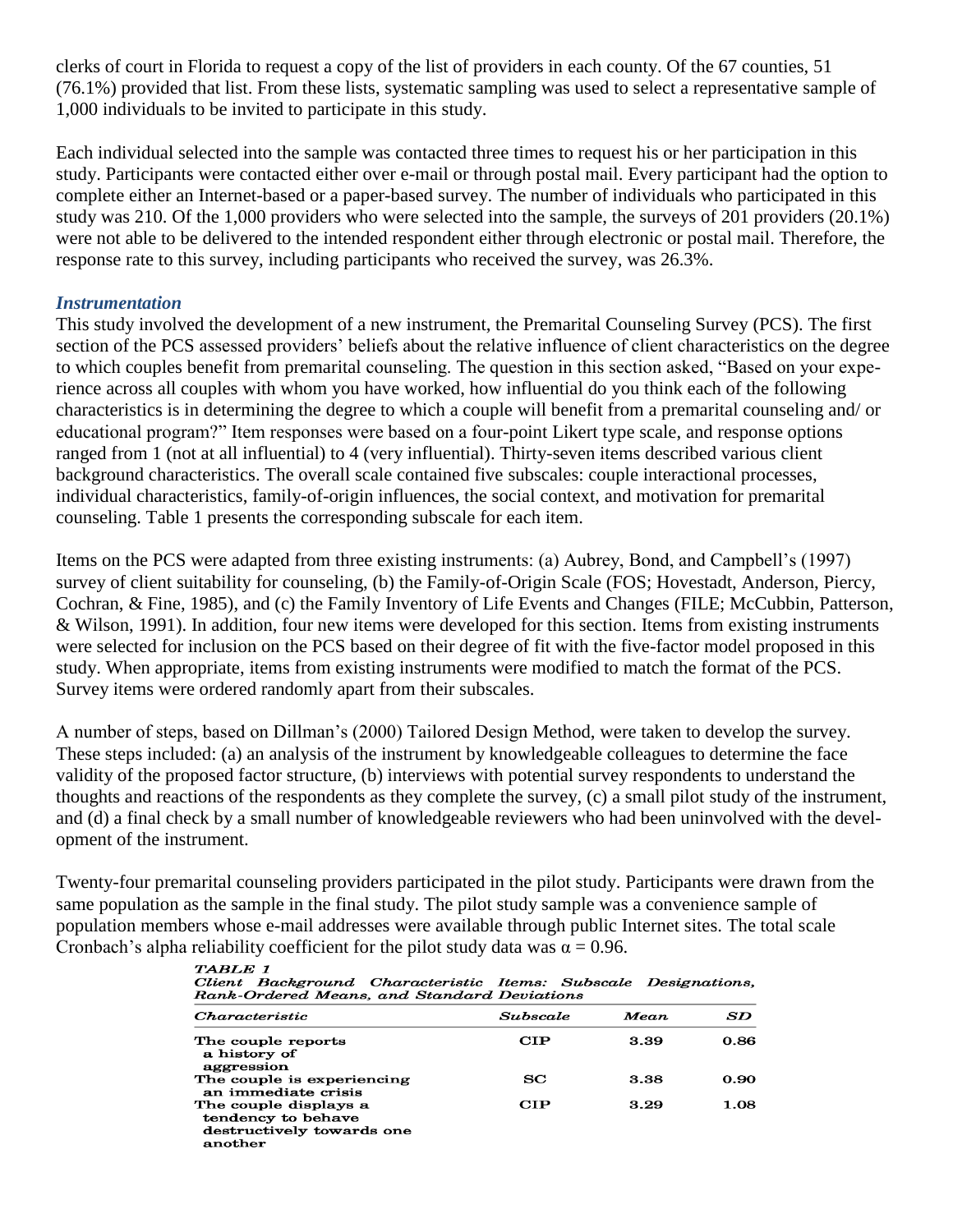clerks of court in Florida to request a copy of the list of providers in each county. Of the 67 counties, 51 (76.1%) provided that list. From these lists, systematic sampling was used to select a representative sample of 1,000 individuals to be invited to participate in this study.

Each individual selected into the sample was contacted three times to request his or her participation in this study. Participants were contacted either over e-mail or through postal mail. Every participant had the option to complete either an Internet-based or a paper-based survey. The number of individuals who participated in this study was 210. Of the 1,000 providers who were selected into the sample, the surveys of 201 providers (20.1%) were not able to be delivered to the intended respondent either through electronic or postal mail. Therefore, the response rate to this survey, including participants who received the survey, was 26.3%.

### *Instrumentation*

This study involved the development of a new instrument, the Premarital Counseling Survey (PCS). The first section of the PCS assessed providers' beliefs about the relative influence of client characteristics on the degree to which couples benefit from premarital counseling. The question in this section asked, "Based on your experience across all couples with whom you have worked, how influential do you think each of the following characteristics is in determining the degree to which a couple will benefit from a premarital counseling and/ or educational program?" Item responses were based on a four-point Likert type scale, and response options ranged from 1 (not at all influential) to 4 (very influential). Thirty-seven items described various client background characteristics. The overall scale contained five subscales: couple interactional processes, individual characteristics, family-of-origin influences, the social context, and motivation for premarital counseling. Table 1 presents the corresponding subscale for each item.

Items on the PCS were adapted from three existing instruments: (a) Aubrey, Bond, and Campbell's (1997) survey of client suitability for counseling, (b) the Family-of-Origin Scale (FOS; Hovestadt, Anderson, Piercy, Cochran, & Fine, 1985), and (c) the Family Inventory of Life Events and Changes (FILE; McCubbin, Patterson, & Wilson, 1991). In addition, four new items were developed for this section. Items from existing instruments were selected for inclusion on the PCS based on their degree of fit with the five-factor model proposed in this study. When appropriate, items from existing instruments were modified to match the format of the PCS. Survey items were ordered randomly apart from their subscales.

A number of steps, based on Dillman's (2000) Tailored Design Method, were taken to develop the survey. These steps included: (a) an analysis of the instrument by knowledgeable colleagues to determine the face validity of the proposed factor structure, (b) interviews with potential survey respondents to understand the thoughts and reactions of the respondents as they complete the survey, (c) a small pilot study of the instrument, and (d) a final check by a small number of knowledgeable reviewers who had been uninvolved with the development of the instrument.

Twenty-four premarital counseling providers participated in the pilot study. Participants were drawn from the same population as the sample in the final study. The pilot study sample was a convenience sample of population members whose e-mail addresses were available through public Internet sites. The total scale Cronbach's alpha reliability coefficient for the pilot study data was $\alpha = 0.96$.

*TABLE 1*
*Client Background Characteristic Items: Subscale Designations, Rank-Ordered Means, and Standard Deviations*

| *Characteristic* | *Subscale* | *Mean* | *SD* |
|---|---|---|---|
| The couple reports a history of aggression | CIP | 3.39 | 0.86 |
| The couple is experiencing an immediate crisis | SC | 3.38 | 0.90 |
| The couple displays a tendency to behave destructively towards one another | CIP | 3.29 | 1.08 |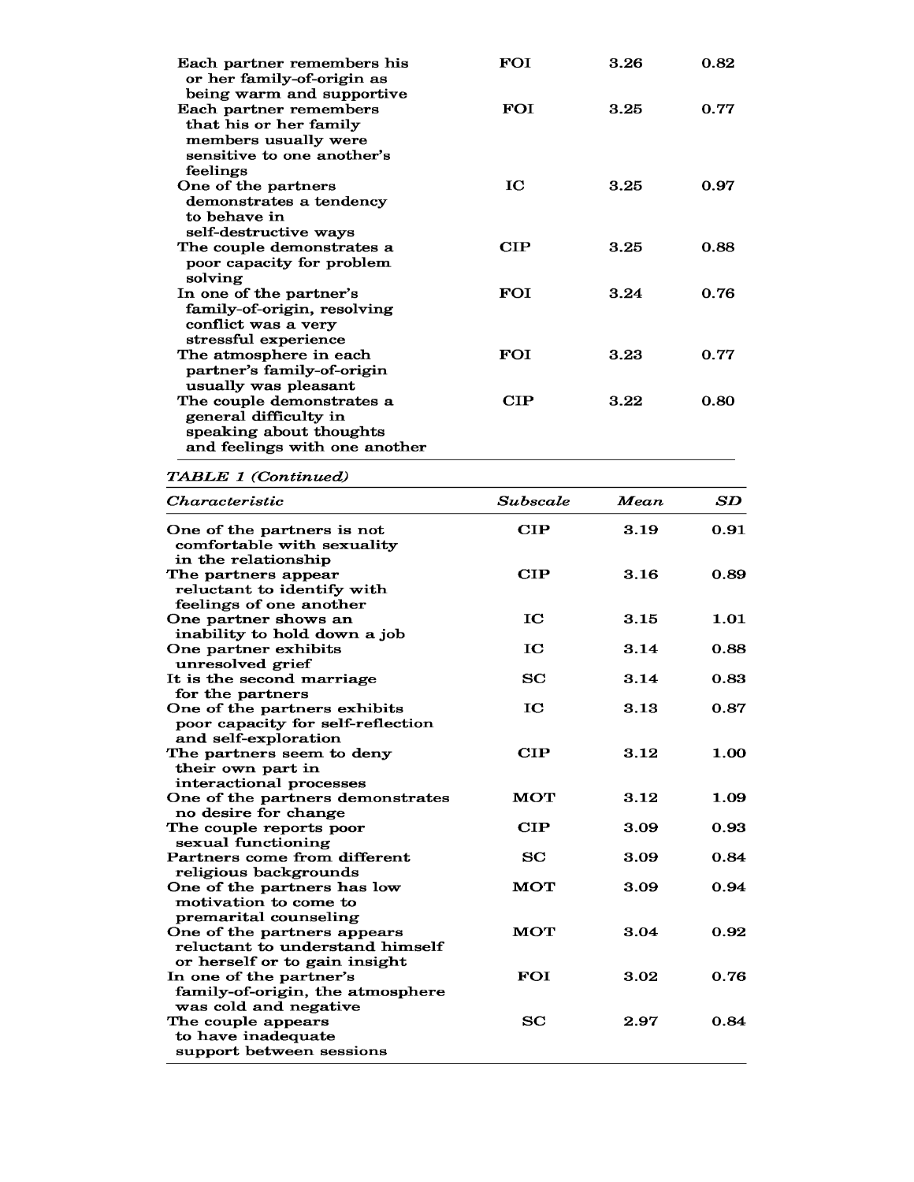| Characteristic | Subscale | Mean | SD |
|---|---|---|---|
| Each partner remembers his or her family-of-origin as being warm and supportive | FOI | 3.26 | 0.82 |
| Each partner remembers that his or her family members usually were sensitive to one another's feelings | FOI | 3.25 | 0.77 |
| One of the partners demonstrates a tendency to behave in self-destructive ways | IC | 3.25 | 0.97 |
| The couple demonstrates a poor capacity for problem solving | CIP | 3.25 | 0.88 |
| In one of the partner's family-of-origin, resolving conflict was a very stressful experience | FOI | 3.24 | 0.76 |
| The atmosphere in each partner's family-of-origin usually was pleasant | FOI | 3.23 | 0.77 |
| The couple demonstrates a general difficulty in speaking about thoughts and feelings with one another | CIP | 3.22 | 0.80 |

*TABLE 1 (Continued)*

| Characteristic | Subscale | Mean | SD |
|---|---|---|---|
| One of the partners is not comfortable with sexuality in the relationship | CIP | 3.19 | 0.91 |
| The partners appear reluctant to identify with feelings of one another | CIP | 3.16 | 0.89 |
| One partner shows an inability to hold down a job | IC | 3.15 | 1.01 |
| One partner exhibits unresolved grief | IC | 3.14 | 0.88 |
| It is the second marriage for the partners | SC | 3.14 | 0.83 |
| One of the partners exhibits poor capacity for self-reflection and self-exploration | IC | 3.13 | 0.87 |
| The partners seem to deny their own part in interactional processes | CIP | 3.12 | 1.00 |
| One of the partners demonstrates no desire for change | MOT | 3.12 | 1.09 |
| The couple reports poor sexual functioning | CIP | 3.09 | 0.93 |
| Partners come from different religious backgrounds | SC | 3.09 | 0.84 |
| One of the partners has low motivation to come to premarital counseling | MOT | 3.09 | 0.94 |
| One of the partners appears reluctant to understand himself or herself or to gain insight | MOT | 3.04 | 0.92 |
| In one of the partner's family-of-origin, the atmosphere was cold and negative | FOI | 3.02 | 0.76 |
| The couple appears to have inadequate support between sessions | SC | 2.97 | 0.84 |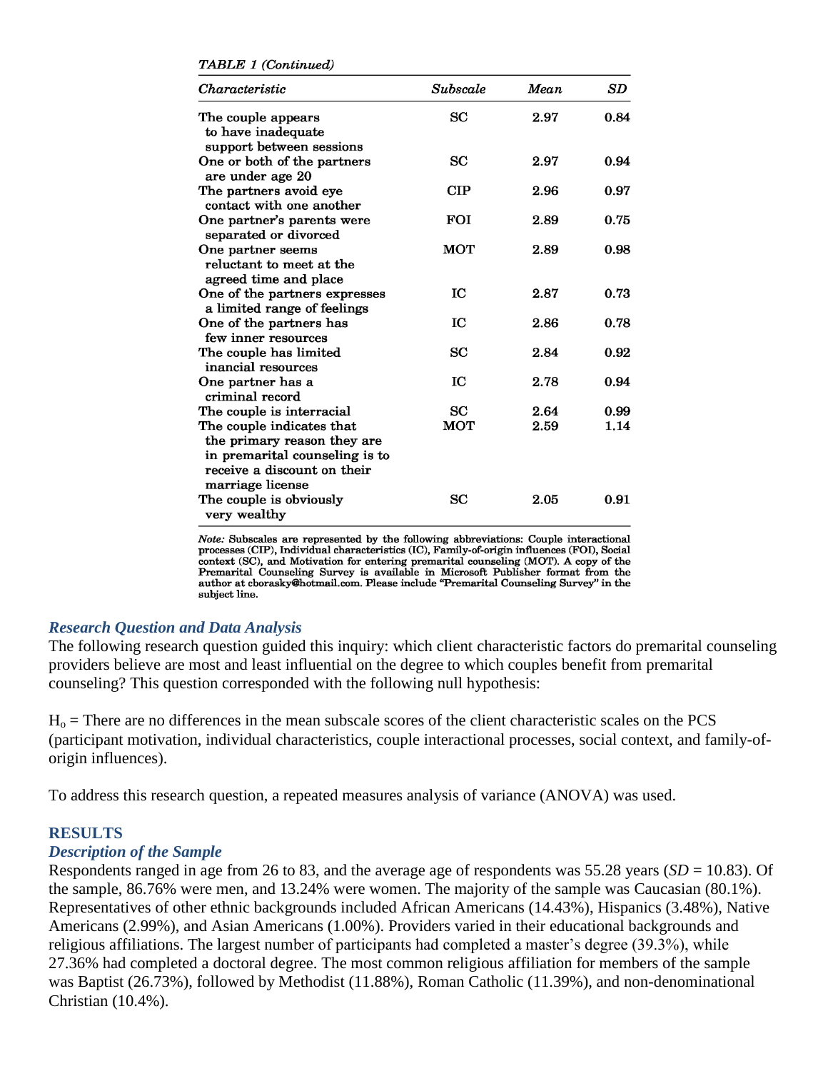*TABLE 1 (Continued)*

| *Characteristic* | *Subscale* | *Mean* | *SD* |
|---|---|---|---|
| The couple appears to have inadequate support between sessions | SC | 2.97 | 0.84 |
| One or both of the partners are under age 20 | SC | 2.97 | 0.94 |
| The partners avoid eye contact with one another | CIP | 2.96 | 0.97 |
| One partner's parents were separated or divorced | FOI | 2.89 | 0.75 |
| One partner seems reluctant to meet at the agreed time and place | MOT | 2.89 | 0.98 |
| One of the partners expresses a limited range of feelings | IC | 2.87 | 0.73 |
| One of the partners has few inner resources | IC | 2.86 | 0.78 |
| The couple has limited inancial resources | SC | 2.84 | 0.92 |
| One partner has a criminal record | IC | 2.78 | 0.94 |
| The couple is interracial | SC | 2.64 | 0.99 |
| The couple indicates that the primary reason they are in premarital counseling is to receive a discount on their marriage license | MOT | 2.59 | 1.14 |
| The couple is obviously very wealthy | SC | 2.05 | 0.91 |

*Note:* Subscales are represented by the following abbreviations: Couple interactional processes (CIP), Individual characteristics (IC), Family-of-origin influences (FOI), Social context (SC), and Motivation for entering premarital counseling (MOT). A copy of the Premarital Counseling Survey is available in Microsoft Publisher format from the author at cborasky@hotmail.com. Please include "Premarital Counseling Survey" in the subject line.

### *Research Question and Data Analysis*

The following research question guided this inquiry: which client characteristic factors do premarital counseling providers believe are most and least influential on the degree to which couples benefit from premarital counseling? This question corresponded with the following null hypothesis:

$H_o$ = There are no differences in the mean subscale scores of the client characteristic scales on the PCS (participant motivation, individual characteristics, couple interactional processes, social context, and family-of-origin influences).

To address this research question, a repeated measures analysis of variance (ANOVA) was used.

## RESULTS

### *Description of the Sample*

Respondents ranged in age from 26 to 83, and the average age of respondents was 55.28 years (*SD* = 10.83). Of the sample, 86.76% were men, and 13.24% were women. The majority of the sample was Caucasian (80.1%). Representatives of other ethnic backgrounds included African Americans (14.43%), Hispanics (3.48%), Native Americans (2.99%), and Asian Americans (1.00%). Providers varied in their educational backgrounds and religious affiliations. The largest number of participants had completed a master's degree (39.3%), while 27.36% had completed a doctoral degree. The most common religious affiliation for members of the sample was Baptist (26.73%), followed by Methodist (11.88%), Roman Catholic (11.39%), and non-denominational Christian (10.4%).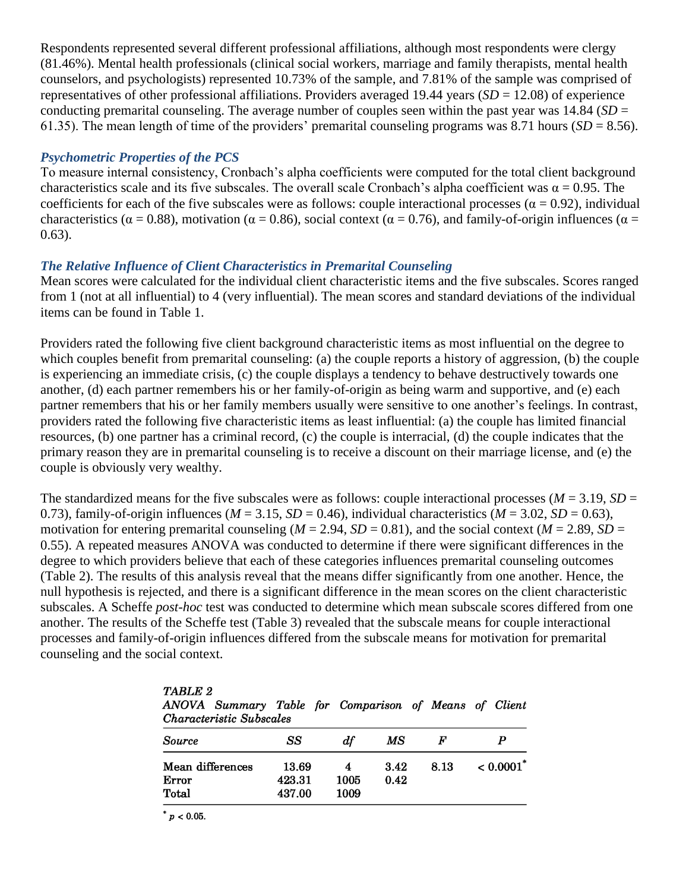Respondents represented several different professional affiliations, although most respondents were clergy (81.46%). Mental health professionals (clinical social workers, marriage and family therapists, mental health counselors, and psychologists) represented 10.73% of the sample, and 7.81% of the sample was comprised of representatives of other professional affiliations. Providers averaged 19.44 years (*SD* = 12.08) of experience conducting premarital counseling. The average number of couples seen within the past year was 14.84 (*SD* = 61.35). The mean length of time of the providers' premarital counseling programs was 8.71 hours (*SD* = 8.56).

### *Psychometric Properties of the PCS*

To measure internal consistency, Cronbach's alpha coefficients were computed for the total client background characteristics scale and its five subscales. The overall scale Cronbach's alpha coefficient was $\alpha = 0.95$. The coefficients for each of the five subscales were as follows: couple interactional processes ($\alpha = 0.92$), individual characteristics ($\alpha = 0.88$), motivation ($\alpha = 0.86$), social context ($\alpha = 0.76$), and family-of-origin influences ($\alpha = 0.63$).

### *The Relative Influence of Client Characteristics in Premarital Counseling*

Mean scores were calculated for the individual client characteristic items and the five subscales. Scores ranged from 1 (not at all influential) to 4 (very influential). The mean scores and standard deviations of the individual items can be found in Table 1.

Providers rated the following five client background characteristic items as most influential on the degree to which couples benefit from premarital counseling: (a) the couple reports a history of aggression, (b) the couple is experiencing an immediate crisis, (c) the couple displays a tendency to behave destructively towards one another, (d) each partner remembers his or her family-of-origin as being warm and supportive, and (e) each partner remembers that his or her family members usually were sensitive to one another's feelings. In contrast, providers rated the following five characteristic items as least influential: (a) the couple has limited financial resources, (b) one partner has a criminal record, (c) the couple is interracial, (d) the couple indicates that the primary reason they are in premarital counseling is to receive a discount on their marriage license, and (e) the couple is obviously very wealthy.

The standardized means for the five subscales were as follows: couple interactional processes (*M* = 3.19, *SD* = 0.73), family-of-origin influences (*M* = 3.15, *SD* = 0.46), individual characteristics (*M* = 3.02, *SD* = 0.63), motivation for entering premarital counseling (*M* = 2.94, *SD* = 0.81), and the social context (*M* = 2.89, *SD* = 0.55). A repeated measures ANOVA was conducted to determine if there were significant differences in the degree to which providers believe that each of these categories influences premarital counseling outcomes (Table 2). The results of this analysis reveal that the means differ significantly from one another. Hence, the null hypothesis is rejected, and there is a significant difference in the mean scores on the client characteristic subscales. A Scheffe *post-hoc* test was conducted to determine which mean subscale scores differed from one another. The results of the Scheffe test (Table 3) revealed that the subscale means for couple interactional processes and family-of-origin influences differed from the subscale means for motivation for premarital counseling and the social context.

*TABLE 2*
*ANOVA Summary Table for Comparison of Means of Client Characteristic Subscales*

| *Source* | *SS* | *df* | *MS* | *F* | *P* |
|---|---|---|---|---|---|
| Mean differences | 13.69 | 4 | 3.42 | 8.13 | $< 0.0001^{*}$ |
| Error | 423.31 | 1005 | 0.42 | | |
| Total | 437.00 | 1009 | | | |

$^{*}$ $p < 0.05$.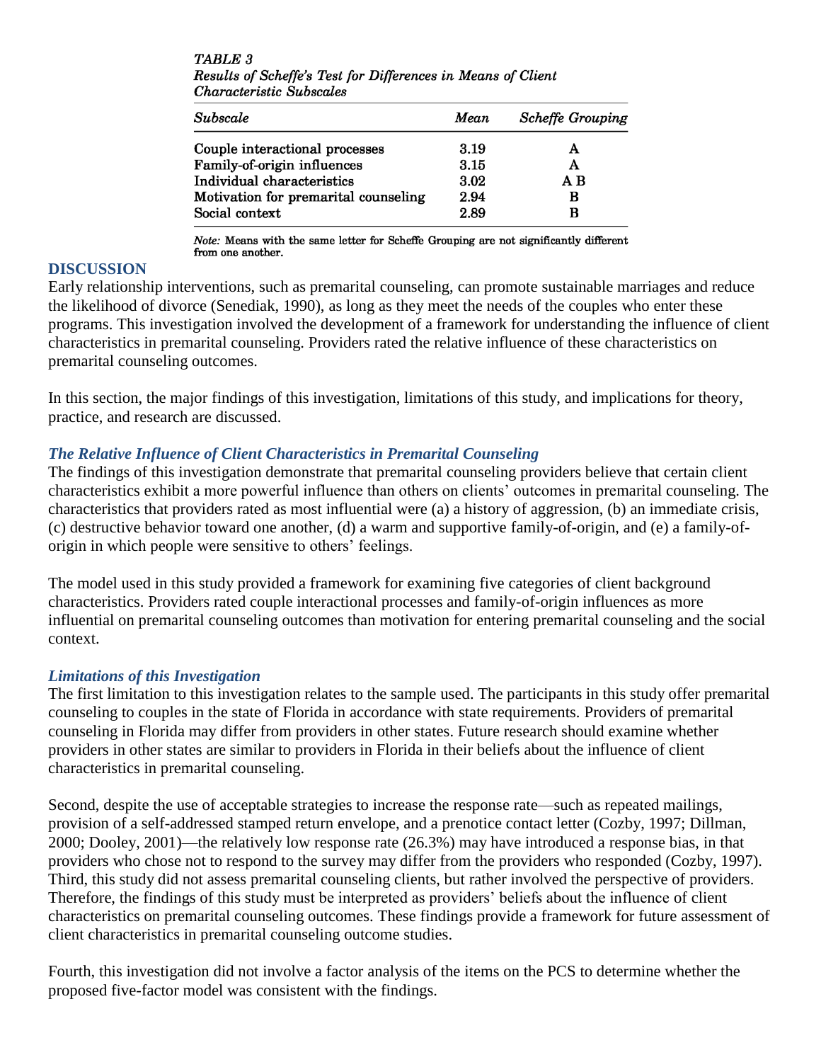*TABLE 3*
*Results of Scheffe's Test for Differences in Means of Client Characteristic Subscales*

| *Subscale* | *Mean* | *Scheffe Grouping* |
|---|---|---|
| Couple interactional processes | 3.19 | A |
| Family-of-origin influences | 3.15 | A |
| Individual characteristics | 3.02 | A B |
| Motivation for premarital counseling | 2.94 | B |
| Social context | 2.89 | B |

*Note:* Means with the same letter for Scheffe Grouping are not significantly different from one another.

## DISCUSSION

Early relationship interventions, such as premarital counseling, can promote sustainable marriages and reduce the likelihood of divorce (Senediak, 1990), as long as they meet the needs of the couples who enter these programs. This investigation involved the development of a framework for understanding the influence of client characteristics in premarital counseling. Providers rated the relative influence of these characteristics on premarital counseling outcomes.

In this section, the major findings of this investigation, limitations of this study, and implications for theory, practice, and research are discussed.

### *The Relative Influence of Client Characteristics in Premarital Counseling*

The findings of this investigation demonstrate that premarital counseling providers believe that certain client characteristics exhibit a more powerful influence than others on clients' outcomes in premarital counseling. The characteristics that providers rated as most influential were (a) a history of aggression, (b) an immediate crisis, (c) destructive behavior toward one another, (d) a warm and supportive family-of-origin, and (e) a family-of-origin in which people were sensitive to others' feelings.

The model used in this study provided a framework for examining five categories of client background characteristics. Providers rated couple interactional processes and family-of-origin influences as more influential on premarital counseling outcomes than motivation for entering premarital counseling and the social context.

### *Limitations of this Investigation*

The first limitation to this investigation relates to the sample used. The participants in this study offer premarital counseling to couples in the state of Florida in accordance with state requirements. Providers of premarital counseling in Florida may differ from providers in other states. Future research should examine whether providers in other states are similar to providers in Florida in their beliefs about the influence of client characteristics in premarital counseling.

Second, despite the use of acceptable strategies to increase the response rate—such as repeated mailings, provision of a self-addressed stamped return envelope, and a prenotice contact letter (Cozby, 1997; Dillman, 2000; Dooley, 2001)—the relatively low response rate (26.3%) may have introduced a response bias, in that providers who chose not to respond to the survey may differ from the providers who responded (Cozby, 1997). Third, this study did not assess premarital counseling clients, but rather involved the perspective of providers. Therefore, the findings of this study must be interpreted as providers' beliefs about the influence of client characteristics on premarital counseling outcomes. These findings provide a framework for future assessment of client characteristics in premarital counseling outcome studies.

Fourth, this investigation did not involve a factor analysis of the items on the PCS to determine whether the proposed five-factor model was consistent with the findings.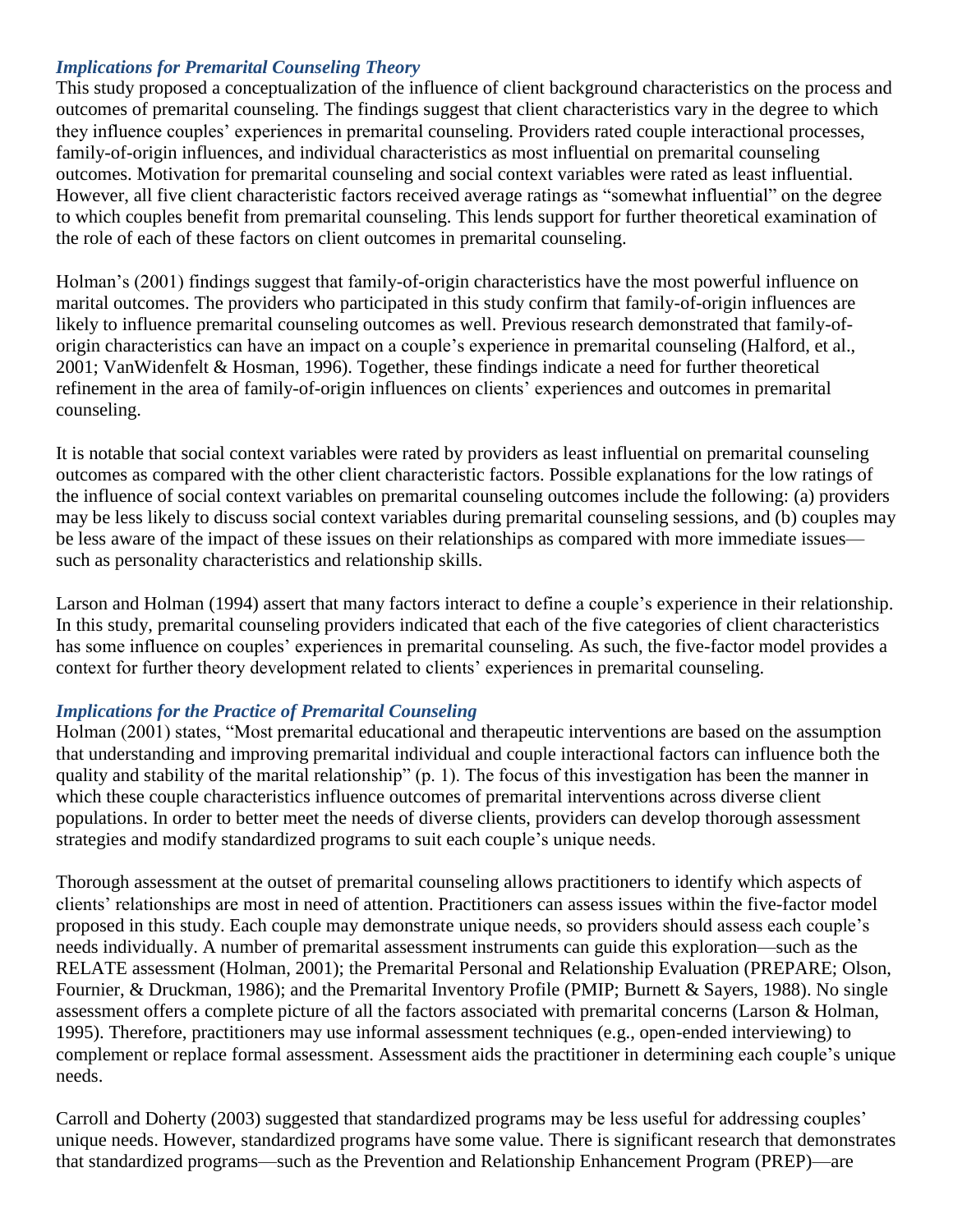### *Implications for Premarital Counseling Theory*

This study proposed a conceptualization of the influence of client background characteristics on the process and outcomes of premarital counseling. The findings suggest that client characteristics vary in the degree to which they influence couples' experiences in premarital counseling. Providers rated couple interactional processes, family-of-origin influences, and individual characteristics as most influential on premarital counseling outcomes. Motivation for premarital counseling and social context variables were rated as least influential. However, all five client characteristic factors received average ratings as "somewhat influential" on the degree to which couples benefit from premarital counseling. This lends support for further theoretical examination of the role of each of these factors on client outcomes in premarital counseling.

Holman's (2001) findings suggest that family-of-origin characteristics have the most powerful influence on marital outcomes. The providers who participated in this study confirm that family-of-origin influences are likely to influence premarital counseling outcomes as well. Previous research demonstrated that family-of-origin characteristics can have an impact on a couple's experience in premarital counseling (Halford, et al., 2001; VanWidenfelt & Hosman, 1996). Together, these findings indicate a need for further theoretical refinement in the area of family-of-origin influences on clients' experiences and outcomes in premarital counseling.

It is notable that social context variables were rated by providers as least influential on premarital counseling outcomes as compared with the other client characteristic factors. Possible explanations for the low ratings of the influence of social context variables on premarital counseling outcomes include the following: (a) providers may be less likely to discuss social context variables during premarital counseling sessions, and (b) couples may be less aware of the impact of these issues on their relationships as compared with more immediate issues—such as personality characteristics and relationship skills.

Larson and Holman (1994) assert that many factors interact to define a couple's experience in their relationship. In this study, premarital counseling providers indicated that each of the five categories of client characteristics has some influence on couples' experiences in premarital counseling. As such, the five-factor model provides a context for further theory development related to clients' experiences in premarital counseling.

### *Implications for the Practice of Premarital Counseling*

Holman (2001) states, "Most premarital educational and therapeutic interventions are based on the assumption that understanding and improving premarital individual and couple interactional factors can influence both the quality and stability of the marital relationship" (p. 1). The focus of this investigation has been the manner in which these couple characteristics influence outcomes of premarital interventions across diverse client populations. In order to better meet the needs of diverse clients, providers can develop thorough assessment strategies and modify standardized programs to suit each couple's unique needs.

Thorough assessment at the outset of premarital counseling allows practitioners to identify which aspects of clients' relationships are most in need of attention. Practitioners can assess issues within the five-factor model proposed in this study. Each couple may demonstrate unique needs, so providers should assess each couple's needs individually. A number of premarital assessment instruments can guide this exploration—such as the RELATE assessment (Holman, 2001); the Premarital Personal and Relationship Evaluation (PREPARE; Olson, Fournier, & Druckman, 1986); and the Premarital Inventory Profile (PMIP; Burnett & Sayers, 1988). No single assessment offers a complete picture of all the factors associated with premarital concerns (Larson & Holman, 1995). Therefore, practitioners may use informal assessment techniques (e.g., open-ended interviewing) to complement or replace formal assessment. Assessment aids the practitioner in determining each couple's unique needs.

Carroll and Doherty (2003) suggested that standardized programs may be less useful for addressing couples' unique needs. However, standardized programs have some value. There is significant research that demonstrates that standardized programs—such as the Prevention and Relationship Enhancement Program (PREP)—are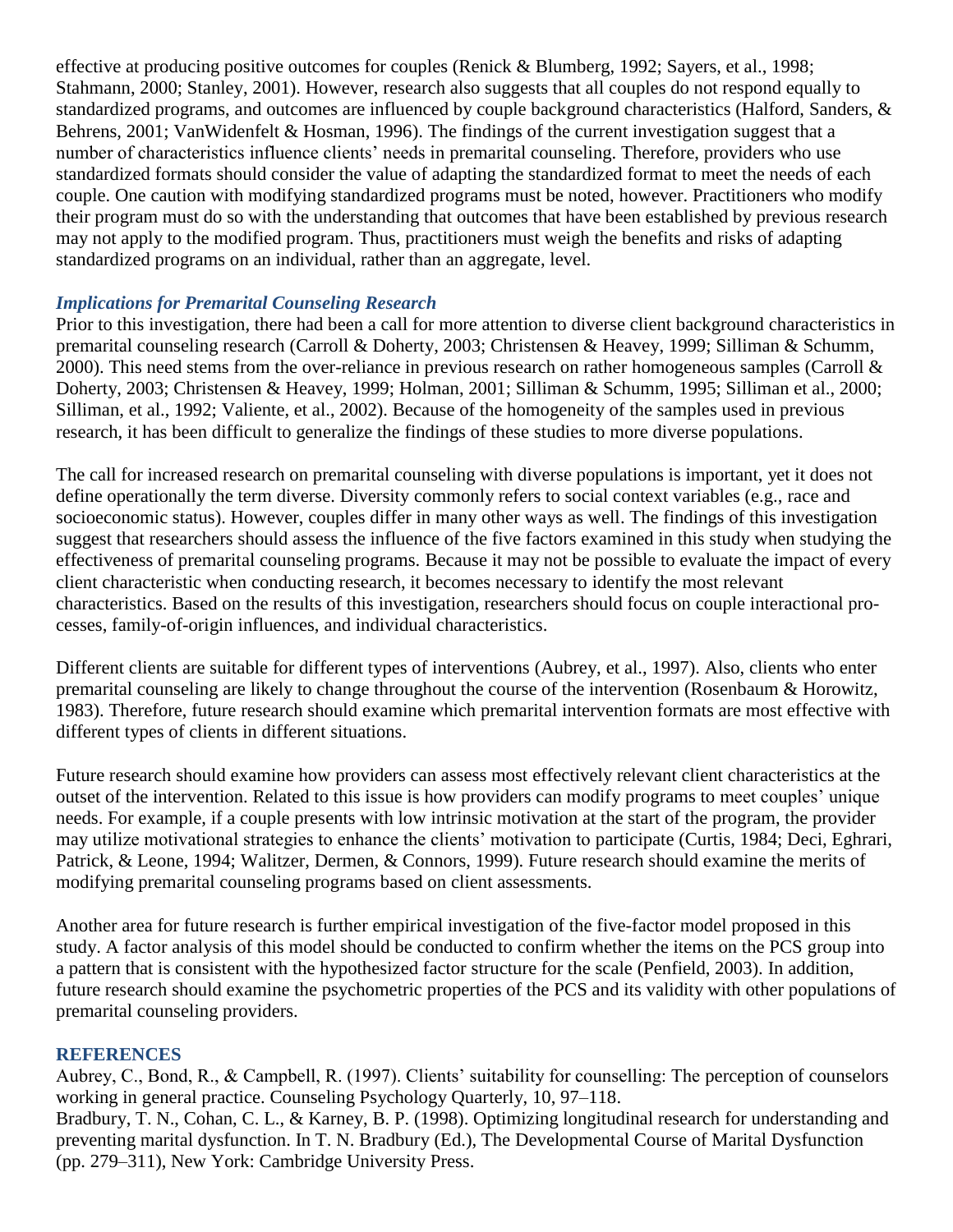effective at producing positive outcomes for couples (Renick & Blumberg, 1992; Sayers, et al., 1998; Stahmann, 2000; Stanley, 2001). However, research also suggests that all couples do not respond equally to standardized programs, and outcomes are influenced by couple background characteristics (Halford, Sanders, & Behrens, 2001; VanWidenfelt & Hosman, 1996). The findings of the current investigation suggest that a number of characteristics influence clients' needs in premarital counseling. Therefore, providers who use standardized formats should consider the value of adapting the standardized format to meet the needs of each couple. One caution with modifying standardized programs must be noted, however. Practitioners who modify their program must do so with the understanding that outcomes that have been established by previous research may not apply to the modified program. Thus, practitioners must weigh the benefits and risks of adapting standardized programs on an individual, rather than an aggregate, level.

### *Implications for Premarital Counseling Research*

Prior to this investigation, there had been a call for more attention to diverse client background characteristics in premarital counseling research (Carroll & Doherty, 2003; Christensen & Heavey, 1999; Silliman & Schumm, 2000). This need stems from the over-reliance in previous research on rather homogeneous samples (Carroll & Doherty, 2003; Christensen & Heavey, 1999; Holman, 2001; Silliman & Schumm, 1995; Silliman et al., 2000; Silliman, et al., 1992; Valiente, et al., 2002). Because of the homogeneity of the samples used in previous research, it has been difficult to generalize the findings of these studies to more diverse populations.

The call for increased research on premarital counseling with diverse populations is important, yet it does not define operationally the term diverse. Diversity commonly refers to social context variables (e.g., race and socioeconomic status). However, couples differ in many other ways as well. The findings of this investigation suggest that researchers should assess the influence of the five factors examined in this study when studying the effectiveness of premarital counseling programs. Because it may not be possible to evaluate the impact of every client characteristic when conducting research, it becomes necessary to identify the most relevant characteristics. Based on the results of this investigation, researchers should focus on couple interactional processes, family-of-origin influences, and individual characteristics.

Different clients are suitable for different types of interventions (Aubrey, et al., 1997). Also, clients who enter premarital counseling are likely to change throughout the course of the intervention (Rosenbaum & Horowitz, 1983). Therefore, future research should examine which premarital intervention formats are most effective with different types of clients in different situations.

Future research should examine how providers can assess most effectively relevant client characteristics at the outset of the intervention. Related to this issue is how providers can modify programs to meet couples' unique needs. For example, if a couple presents with low intrinsic motivation at the start of the program, the provider may utilize motivational strategies to enhance the clients' motivation to participate (Curtis, 1984; Deci, Eghrari, Patrick, & Leone, 1994; Walitzer, Dermen, & Connors, 1999). Future research should examine the merits of modifying premarital counseling programs based on client assessments.

Another area for future research is further empirical investigation of the five-factor model proposed in this study. A factor analysis of this model should be conducted to confirm whether the items on the PCS group into a pattern that is consistent with the hypothesized factor structure for the scale (Penfield, 2003). In addition, future research should examine the psychometric properties of the PCS and its validity with other populations of premarital counseling providers.

## REFERENCES

Aubrey, C., Bond, R., & Campbell, R. (1997). Clients' suitability for counselling: The perception of counselors working in general practice. Counseling Psychology Quarterly, 10, 97–118.

Bradbury, T. N., Cohan, C. L., & Karney, B. P. (1998). Optimizing longitudinal research for understanding and preventing marital dysfunction. In T. N. Bradbury (Ed.), The Developmental Course of Marital Dysfunction (pp. 279–311), New York: Cambridge University Press.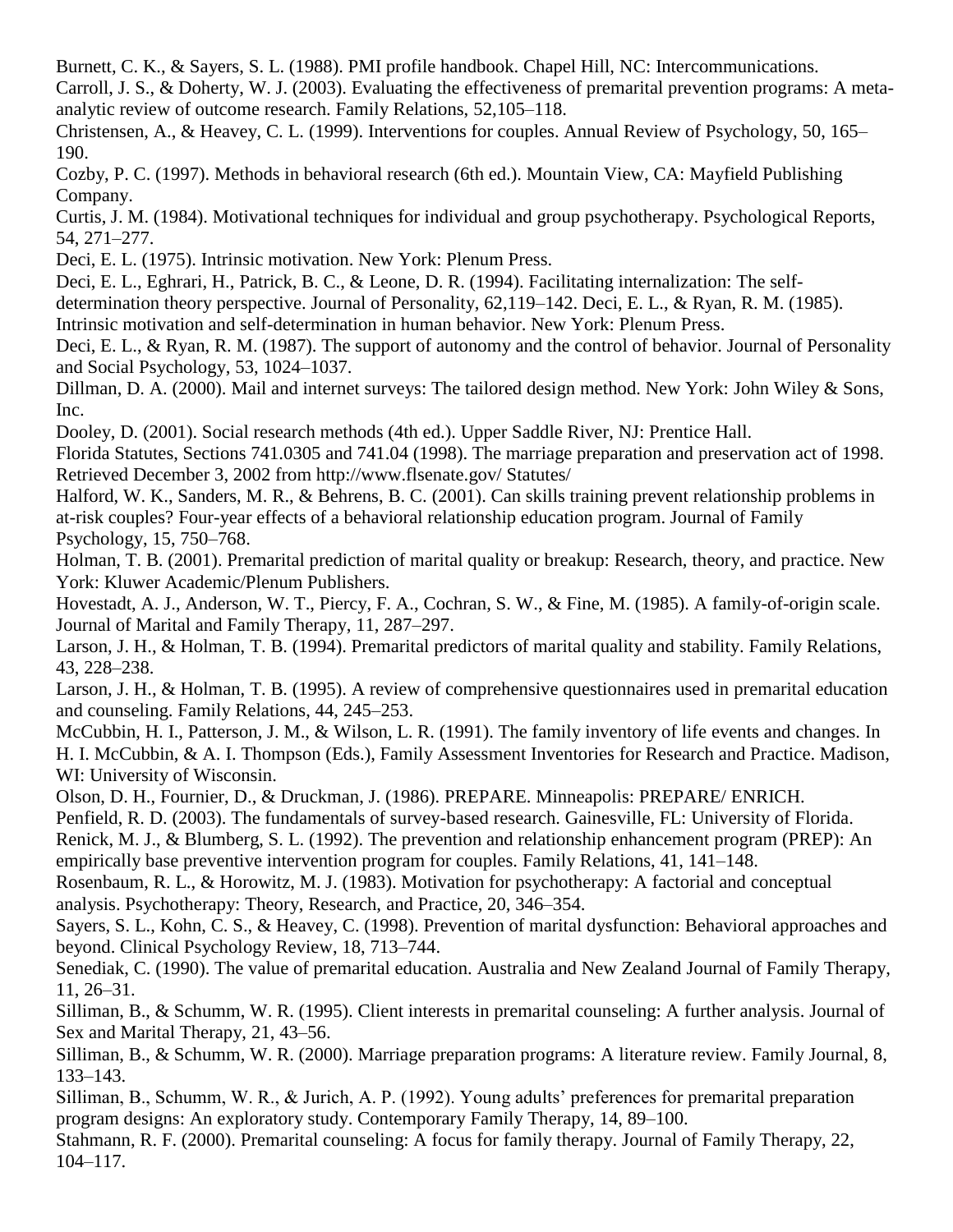Burnett, C. K., & Sayers, S. L. (1988). PMI profile handbook. Chapel Hill, NC: Intercommunications.

Carroll, J. S., & Doherty, W. J. (2003). Evaluating the effectiveness of premarital prevention programs: A meta-analytic review of outcome research. Family Relations, 52,105–118.

Christensen, A., & Heavey, C. L. (1999). Interventions for couples. Annual Review of Psychology, 50, 165–190.

Cozby, P. C. (1997). Methods in behavioral research (6th ed.). Mountain View, CA: Mayfield Publishing Company.

Curtis, J. M. (1984). Motivational techniques for individual and group psychotherapy. Psychological Reports, 54, 271–277.

Deci, E. L. (1975). Intrinsic motivation. New York: Plenum Press.

Deci, E. L., Eghrari, H., Patrick, B. C., & Leone, D. R. (1994). Facilitating internalization: The self-determination theory perspective. Journal of Personality, 62,119–142. Deci, E. L., & Ryan, R. M. (1985). Intrinsic motivation and self-determination in human behavior. New York: Plenum Press.

Deci, E. L., & Ryan, R. M. (1987). The support of autonomy and the control of behavior. Journal of Personality and Social Psychology, 53, 1024–1037.

Dillman, D. A. (2000). Mail and internet surveys: The tailored design method. New York: John Wiley & Sons, Inc.

Dooley, D. (2001). Social research methods (4th ed.). Upper Saddle River, NJ: Prentice Hall.

Florida Statutes, Sections 741.0305 and 741.04 (1998). The marriage preparation and preservation act of 1998. Retrieved December 3, 2002 from http://www.flsenate.gov/ Statutes/

Halford, W. K., Sanders, M. R., & Behrens, B. C. (2001). Can skills training prevent relationship problems in at-risk couples? Four-year effects of a behavioral relationship education program. Journal of Family Psychology, 15, 750–768.

Holman, T. B. (2001). Premarital prediction of marital quality or breakup: Research, theory, and practice. New York: Kluwer Academic/Plenum Publishers.

Hovestadt, A. J., Anderson, W. T., Piercy, F. A., Cochran, S. W., & Fine, M. (1985). A family-of-origin scale. Journal of Marital and Family Therapy, 11, 287–297.

Larson, J. H., & Holman, T. B. (1994). Premarital predictors of marital quality and stability. Family Relations, 43, 228–238.

Larson, J. H., & Holman, T. B. (1995). A review of comprehensive questionnaires used in premarital education and counseling. Family Relations, 44, 245–253.

McCubbin, H. I., Patterson, J. M., & Wilson, L. R. (1991). The family inventory of life events and changes. In H. I. McCubbin, & A. I. Thompson (Eds.), Family Assessment Inventories for Research and Practice. Madison, WI: University of Wisconsin.

Olson, D. H., Fournier, D., & Druckman, J. (1986). PREPARE. Minneapolis: PREPARE/ ENRICH.

Penfield, R. D. (2003). The fundamentals of survey-based research. Gainesville, FL: University of Florida.

Renick, M. J., & Blumberg, S. L. (1992). The prevention and relationship enhancement program (PREP): An empirically base preventive intervention program for couples. Family Relations, 41, 141–148.

Rosenbaum, R. L., & Horowitz, M. J. (1983). Motivation for psychotherapy: A factorial and conceptual analysis. Psychotherapy: Theory, Research, and Practice, 20, 346–354.

Sayers, S. L., Kohn, C. S., & Heavey, C. (1998). Prevention of marital dysfunction: Behavioral approaches and beyond. Clinical Psychology Review, 18, 713–744.

Senediak, C. (1990). The value of premarital education. Australia and New Zealand Journal of Family Therapy, 11, 26–31.

Silliman, B., & Schumm, W. R. (1995). Client interests in premarital counseling: A further analysis. Journal of Sex and Marital Therapy, 21, 43–56.

Silliman, B., & Schumm, W. R. (2000). Marriage preparation programs: A literature review. Family Journal, 8, 133–143.

Silliman, B., Schumm, W. R., & Jurich, A. P. (1992). Young adults' preferences for premarital preparation program designs: An exploratory study. Contemporary Family Therapy, 14, 89–100.

Stahmann, R. F. (2000). Premarital counseling: A focus for family therapy. Journal of Family Therapy, 22, 104–117.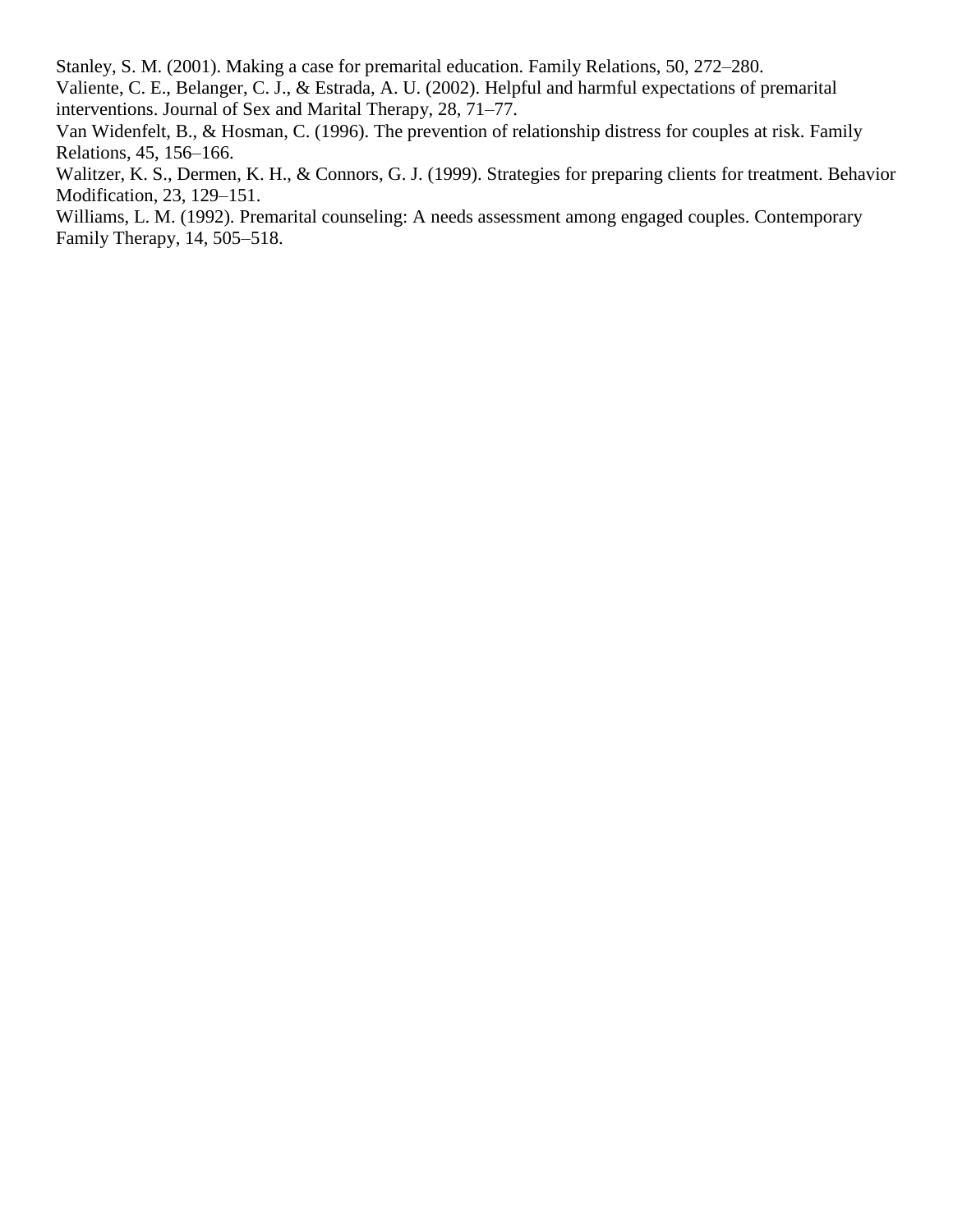Stanley, S. M. (2001). Making a case for premarital education. Family Relations, 50, 272–280.

Valiente, C. E., Belanger, C. J., & Estrada, A. U. (2002). Helpful and harmful expectations of premarital interventions. Journal of Sex and Marital Therapy, 28, 71–77.

Van Widenfelt, B., & Hosman, C. (1996). The prevention of relationship distress for couples at risk. Family Relations, 45, 156–166.

Walitzer, K. S., Dermen, K. H., & Connors, G. J. (1999). Strategies for preparing clients for treatment. Behavior Modification, 23, 129–151.

Williams, L. M. (1992). Premarital counseling: A needs assessment among engaged couples. Contemporary Family Therapy, 14, 505–518.